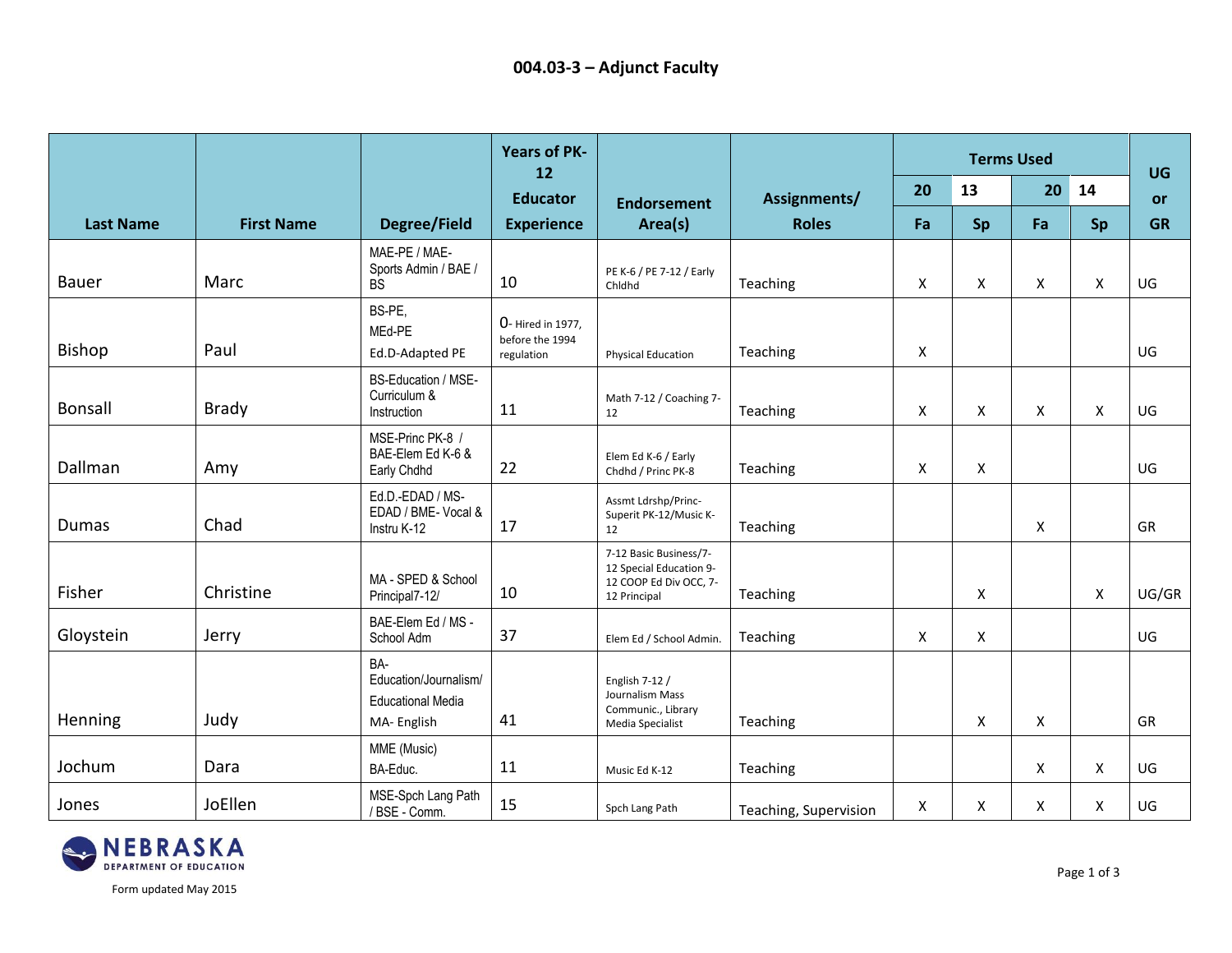# 004.03-3 – Adjunct Faculty

| Last Name | First Name | Degree/Field | Years of PK-12 Educator Experience | Endorsement Area(s) | Assignments/ Roles | Terms Used | | | | UG or GR |
|---|---|---|---|---|---|---|---|---|---|---|
| | | | | | | 20 | 13 | 20 | 14 | |
| | | | | | | Fa | Sp | Fa | Sp | |
| Bauer | Marc | MAE-PE / MAE-Sports Admin / BAE / BS | 10 | PE K-6 / PE 7-12 / Early Chldhd | Teaching | X | X | X | X | UG |
| Bishop | Paul | BS-PE, MEd-PE Ed.D-Adapted PE | 0- Hired in 1977, before the 1994 regulation | Physical Education | Teaching | X | | | | UG |
| Bonsall | Brady | BS-Education / MSE-Curriculum & Instruction | 11 | Math 7-12 / Coaching 7-12 | Teaching | X | X | X | X | UG |
| Dallman | Amy | MSE-Princ PK-8 / BAE-Elem Ed K-6 & Early Chdhd | 22 | Elem Ed K-6 / Early Chdhd / Princ PK-8 | Teaching | X | X | | | UG |
| Dumas | Chad | Ed.D.-EDAD / MS-EDAD / BME- Vocal & Instru K-12 | 17 | Assmt Ldrshp/Princ-Superit PK-12/Music K-12 | Teaching | | | X | | GR |
| Fisher | Christine | MA - SPED & School Principal7-12/ | 10 | 7-12 Basic Business/7-12 Special Education 9-12 COOP Ed Div OCC, 7-12 Principal | Teaching | | X | | X | UG/GR |
| Gloystein | Jerry | BAE-Elem Ed / MS - School Adm | 37 | Elem Ed / School Admin. | Teaching | X | X | | | UG |
| Henning | Judy | BA-Education/Journalism/ Educational Media MA- English | 41 | English 7-12 / Journalism Mass Communic., Library Media Specialist | Teaching | | X | X | | GR |
| Jochum | Dara | MME (Music) BA-Educ. | 11 | Music Ed K-12 | Teaching | | | X | X | UG |
| Jones | JoEllen | MSE-Spch Lang Path / BSE - Comm. | 15 | Spch Lang Path | Teaching, Supervision | X | X | X | X | UG |

Form updated May 2015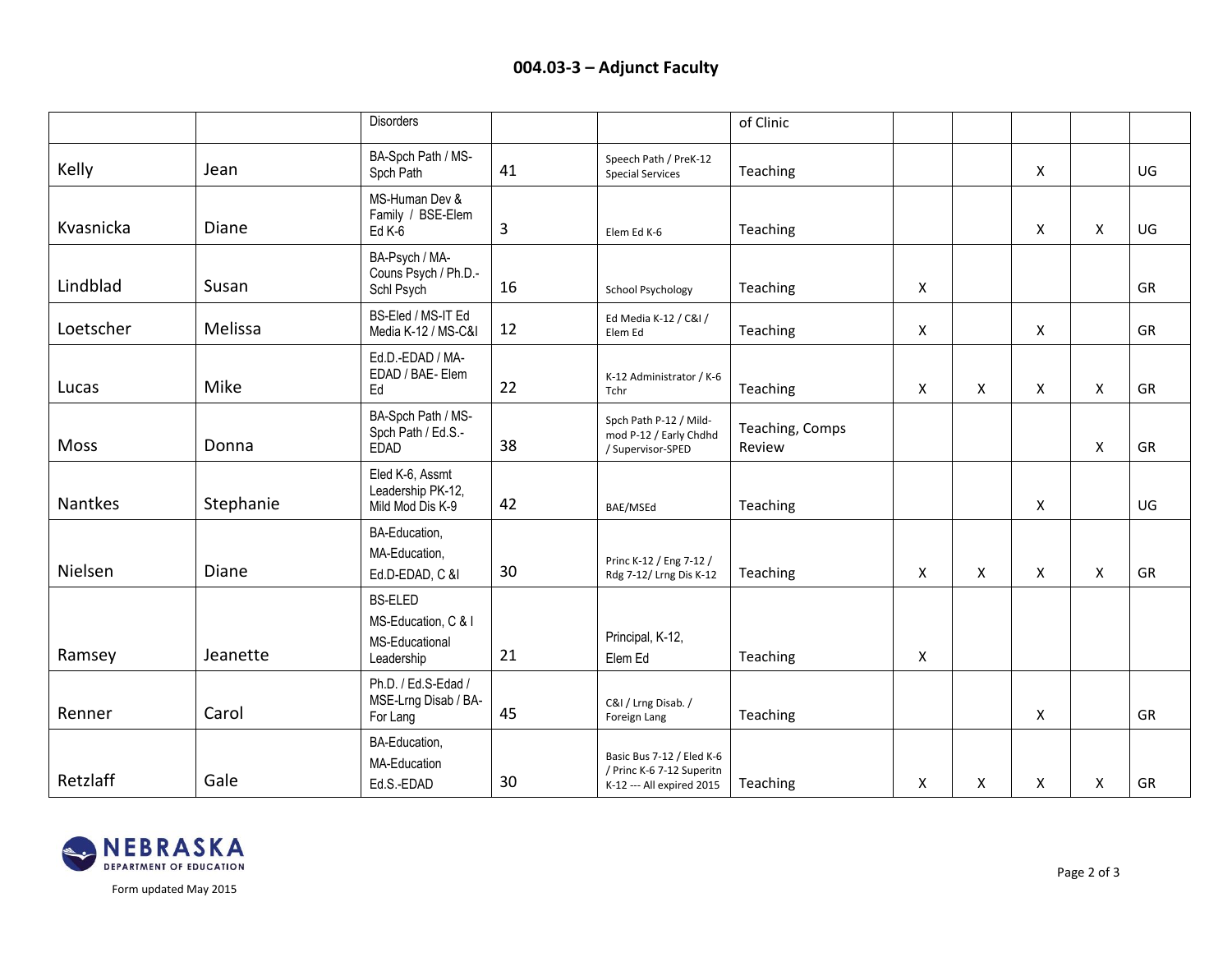## 004.03-3 – Adjunct Faculty

| | | | | | | | | | | |
|---|---|---|---|---|---|---|---|---|---|---|
| | | Disorders | | | of Clinic | | | | | |
| Kelly | Jean | BA-Spch Path / MS-Spch Path | 41 | Speech Path / PreK-12 Special Services | Teaching | | | X | | UG |
| Kvasnicka | Diane | MS-Human Dev & Family / BSE-Elem Ed K-6 | 3 | Elem Ed K-6 | Teaching | | | X | X | UG |
| Lindblad | Susan | BA-Psych / MA-Couns Psych / Ph.D.-Schl Psych | 16 | School Psychology | Teaching | X | | | | GR |
| Loetscher | Melissa | BS-Eled / MS-IT Ed Media K-12 / MS-C&I | 12 | Ed Media K-12 / C&I / Elem Ed | Teaching | X | | X | | GR |
| Lucas | Mike | Ed.D.-EDAD / MA-EDAD / BAE- Elem Ed | 22 | K-12 Administrator / K-6 Tchr | Teaching | X | X | X | X | GR |
| Moss | Donna | BA-Spch Path / MS-Spch Path / Ed.S.-EDAD | 38 | Spch Path P-12 / Mild-mod P-12 / Early Chdhd / Supervisor-SPED | Teaching, Comps Review | | | | X | GR |
| Nantkes | Stephanie | Eled K-6, Assmt Leadership PK-12, Mild Mod Dis K-9 | 42 | BAE/MSEd | Teaching | | | X | | UG |
| Nielsen | Diane | BA-Education, MA-Education, Ed.D-EDAD, C &I | 30 | Princ K-12 / Eng 7-12 / Rdg 7-12/ Lrng Dis K-12 | Teaching | X | X | X | X | GR |
| Ramsey | Jeanette | BS-ELED MS-Education, C & I MS-Educational Leadership | 21 | Principal, K-12, Elem Ed | Teaching | X | | | | |
| Renner | Carol | Ph.D. / Ed.S-Edad / MSE-Lrng Disab / BA-For Lang | 45 | C&I / Lrng Disab. / Foreign Lang | Teaching | | | X | | GR |
| Retzlaff | Gale | BA-Education, MA-Education Ed.S.-EDAD | 30 | Basic Bus 7-12 / Eled K-6 / Princ K-6 7-12 Superitn K-12 --- All expired 2015 | Teaching | X | X | X | X | GR |

Form updated May 2015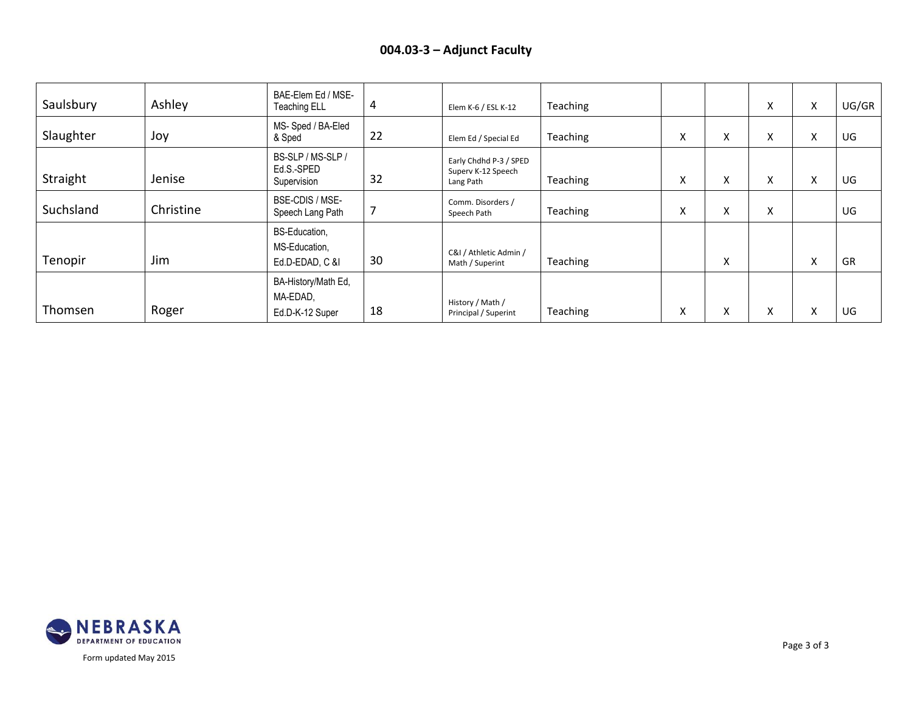## 004.03-3 – Adjunct Faculty

| | | | | | | | | | | |
|---|---|---|---|---|---|---|---|---|---|---|
| Saulsbury | Ashley | BAE-Elem Ed / MSE-Teaching ELL | 4 | Elem K-6 / ESL K-12 | Teaching | | | X | X | UG/GR |
| Slaughter | Joy | MS- Sped / BA-Eled & Sped | 22 | Elem Ed / Special Ed | Teaching | X | X | X | X | UG |
| Straight | Jenise | BS-SLP / MS-SLP / Ed.S.-SPED Supervision | 32 | Early Chdhd P-3 / SPED Superv K-12 Speech Lang Path | Teaching | X | X | X | X | UG |
| Suchsland | Christine | BSE-CDIS / MSE-Speech Lang Path | 7 | Comm. Disorders / Speech Path | Teaching | X | X | X | | UG |
| Tenopir | Jim | BS-Education, MS-Education, Ed.D-EDAD, C &I | 30 | C&I / Athletic Admin / Math / Superint | Teaching | | X | | X | GR |
| Thomsen | Roger | BA-History/Math Ed, MA-EDAD, Ed.D-K-12 Super | 18 | History / Math / Principal / Superint | Teaching | X | X | X | X | UG |

Form updated May 2015